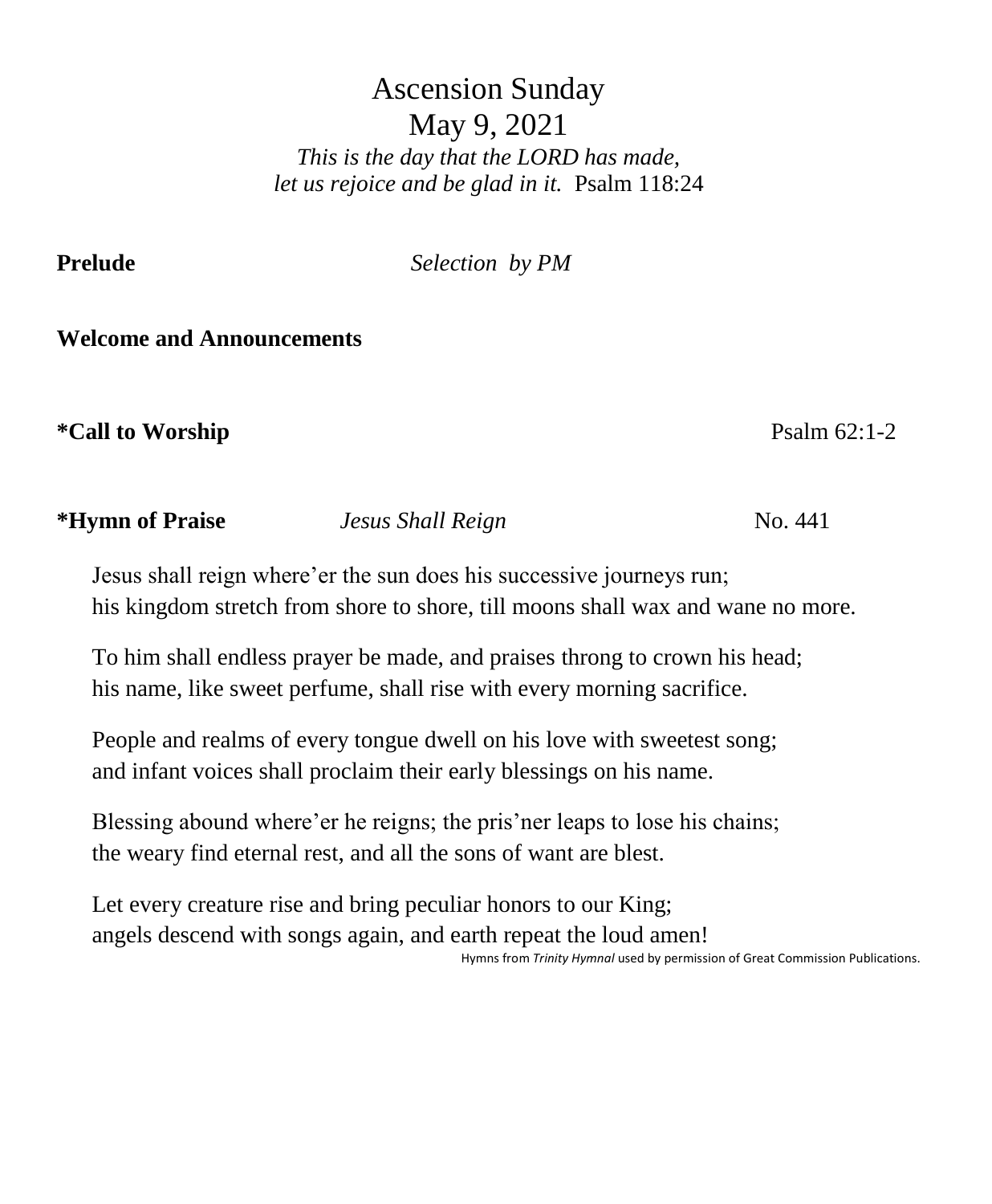# Ascension Sunday

## May 9, 2021

*This is the day that the LORD has made,*
*let us rejoice and be glad in it.* Psalm 118:24

**Prelude** *Selection by PM*

**Welcome and Announcements**

***Call to Worship** Psalm 62:1-2

***Hymn of Praise** *Jesus Shall Reign* No. 441

Jesus shall reign where'er the sun does his successive journeys run;
his kingdom stretch from shore to shore, till moons shall wax and wane no more.

To him shall endless prayer be made, and praises throng to crown his head;
his name, like sweet perfume, shall rise with every morning sacrifice.

People and realms of every tongue dwell on his love with sweetest song;
and infant voices shall proclaim their early blessings on his name.

Blessing abound where'er he reigns; the pris'ner leaps to lose his chains;
the weary find eternal rest, and all the sons of want are blest.

Let every creature rise and bring peculiar honors to our King;
angels descend with songs again, and earth repeat the loud amen!

Hymns from *Trinity Hymnal* used by permission of Great Commission Publications.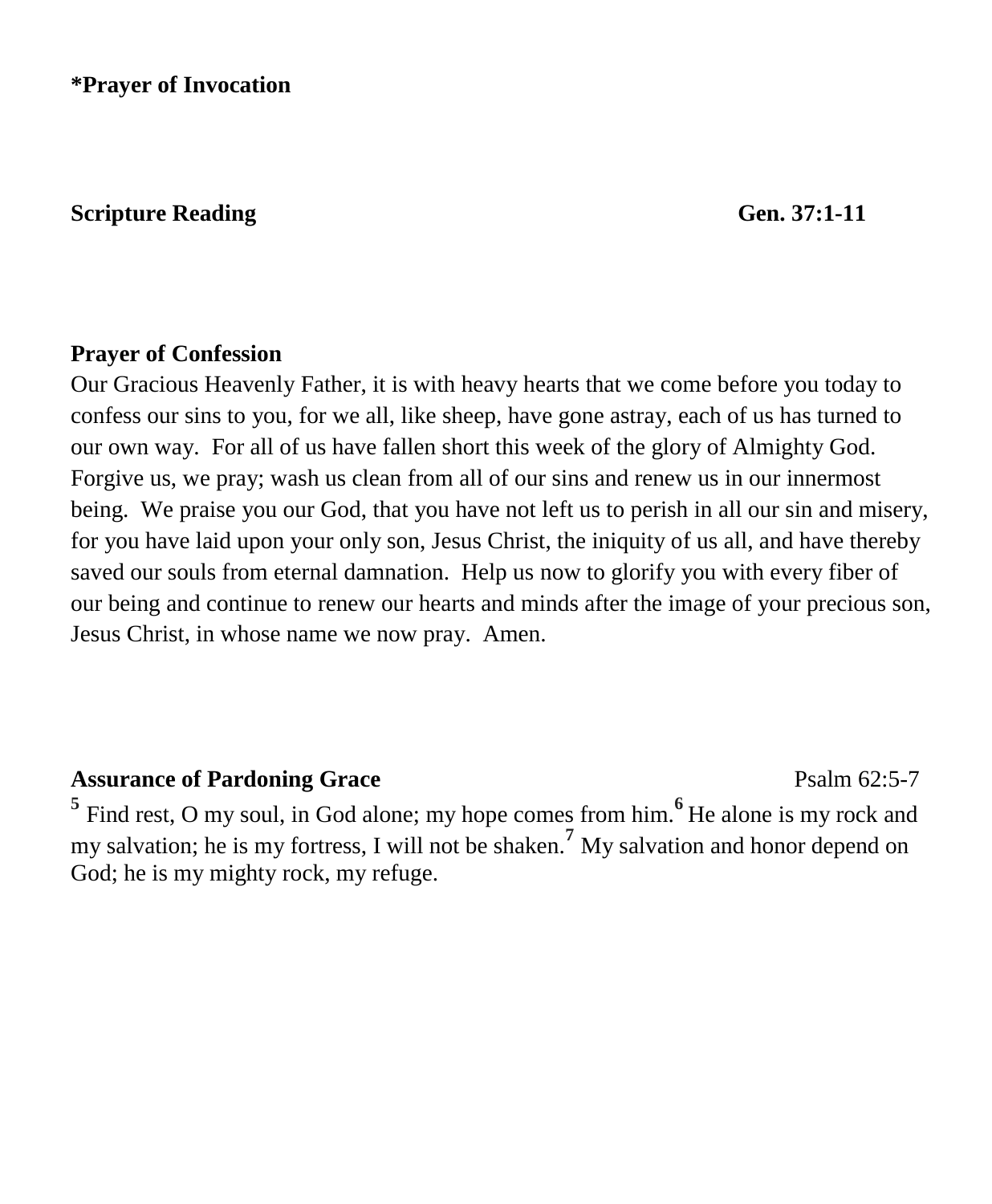**\*Prayer of Invocation**

**Scripture Reading** **Gen. 37:1-11**

**Prayer of Confession**

Our Gracious Heavenly Father, it is with heavy hearts that we come before you today to confess our sins to you, for we all, like sheep, have gone astray, each of us has turned to our own way. For all of us have fallen short this week of the glory of Almighty God. Forgive us, we pray; wash us clean from all of our sins and renew us in our innermost being. We praise you our God, that you have not left us to perish in all our sin and misery, for you have laid upon your only son, Jesus Christ, the iniquity of us all, and have thereby saved our souls from eternal damnation. Help us now to glorify you with every fiber of our being and continue to renew our hearts and minds after the image of your precious son, Jesus Christ, in whose name we now pray. Amen.

**Assurance of Pardoning Grace** Psalm 62:5-7

**5** Find rest, O my soul, in God alone; my hope comes from him. **6** He alone is my rock and my salvation; he is my fortress, I will not be shaken. **7** My salvation and honor depend on God; he is my mighty rock, my refuge.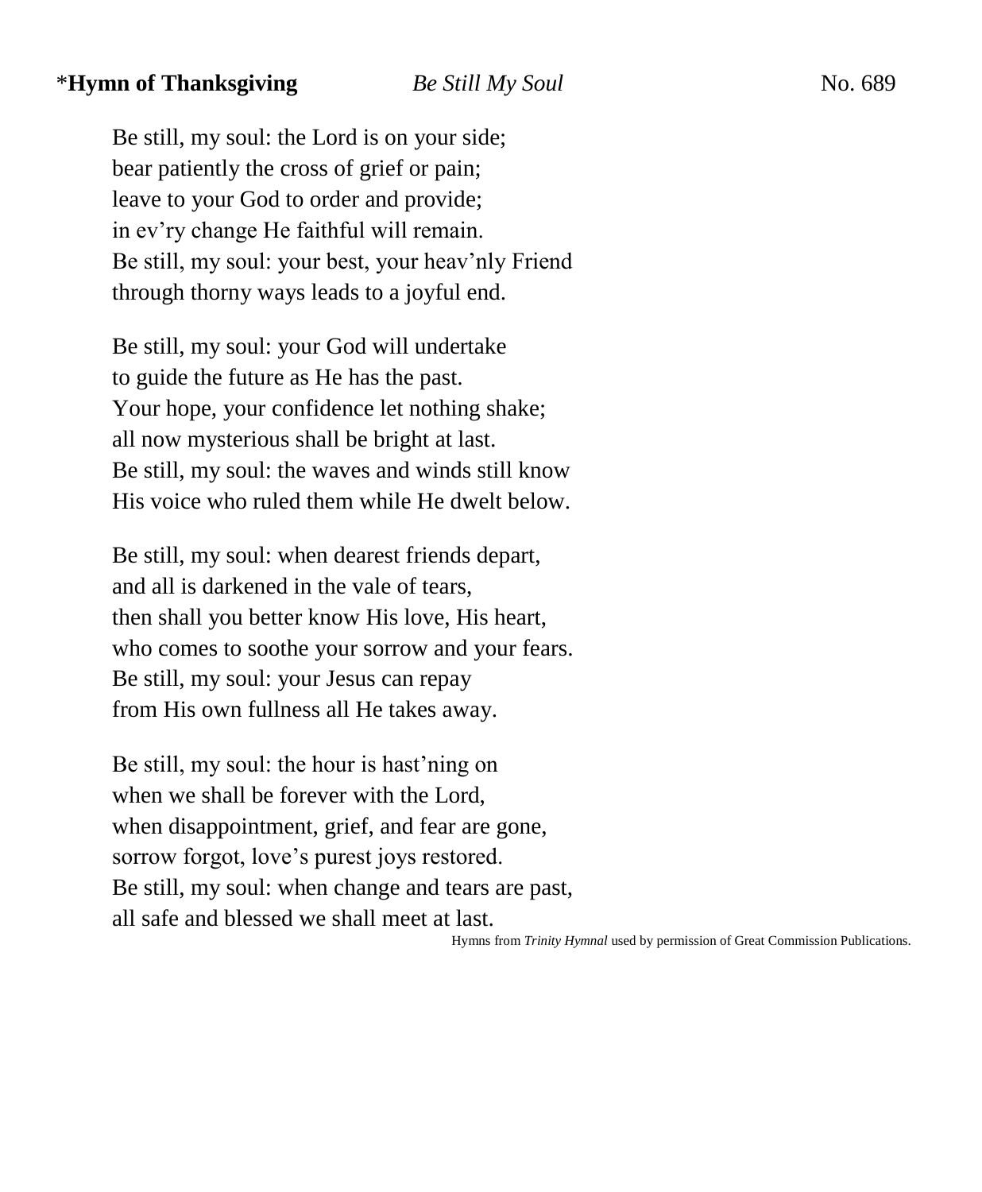*__Hymn of Thanksgiving__ *Be Still My Soul* No. 689

Be still, my soul: the Lord is on your side;  
bear patiently the cross of grief or pain;  
leave to your God to order and provide;  
in ev'ry change He faithful will remain.  
Be still, my soul: your best, your heav'nly Friend  
through thorny ways leads to a joyful end.

Be still, my soul: your God will undertake  
to guide the future as He has the past.  
Your hope, your confidence let nothing shake;  
all now mysterious shall be bright at last.  
Be still, my soul: the waves and winds still know  
His voice who ruled them while He dwelt below.

Be still, my soul: when dearest friends depart,  
and all is darkened in the vale of tears,  
then shall you better know His love, His heart,  
who comes to soothe your sorrow and your fears.  
Be still, my soul: your Jesus can repay  
from His own fullness all He takes away.

Be still, my soul: the hour is hast'ning on  
when we shall be forever with the Lord,  
when disappointment, grief, and fear are gone,  
sorrow forgot, love's purest joys restored.  
Be still, my soul: when change and tears are past,  
all safe and blessed we shall meet at last.

Hymns from *Trinity Hymnal* used by permission of Great Commission Publications.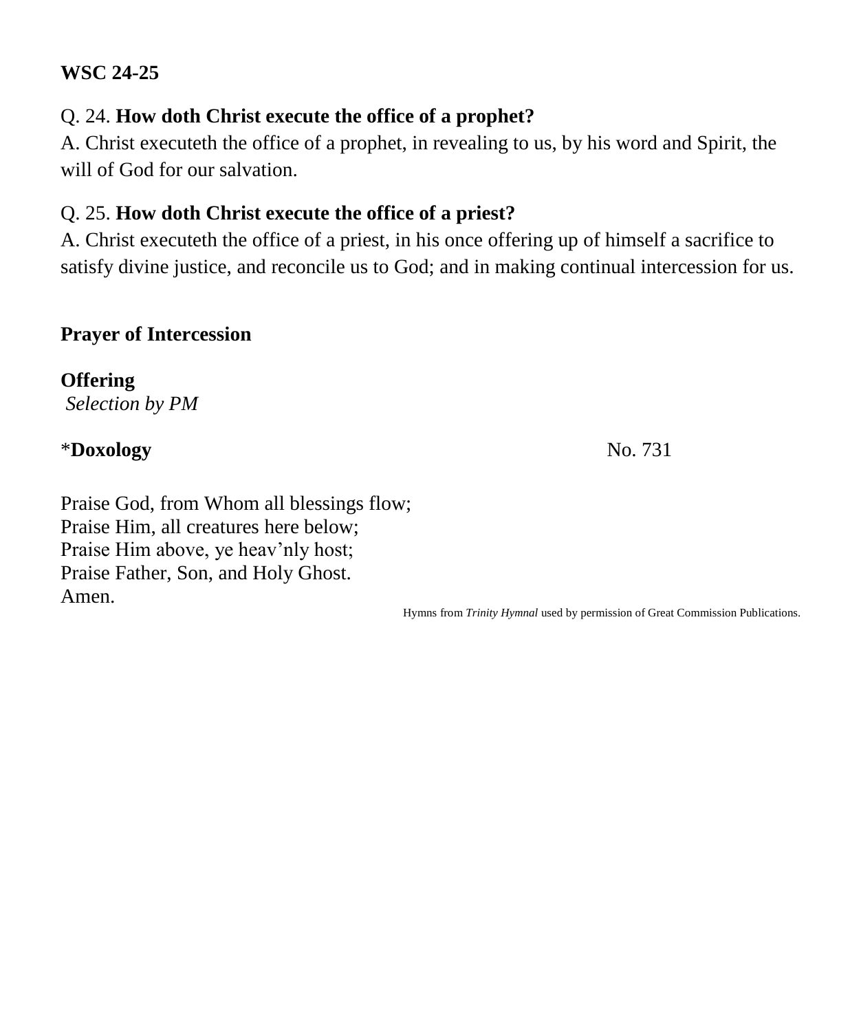**WSC 24-25**

Q. 24. **How doth Christ execute the office of a prophet?**
A. Christ executeth the office of a prophet, in revealing to us, by his word and Spirit, the will of God for our salvation.

Q. 25. **How doth Christ execute the office of a priest?**
A. Christ executeth the office of a priest, in his once offering up of himself a sacrifice to satisfy divine justice, and reconcile us to God; and in making continual intercession for us.

**Prayer of Intercession**

**Offering**
*Selection by PM*

*__Doxology__ No. 731

Praise God, from Whom all blessings flow;
Praise Him, all creatures here below;
Praise Him above, ye heav'nly host;
Praise Father, Son, and Holy Ghost.
Amen.

Hymns from *Trinity Hymnal* used by permission of Great Commission Publications.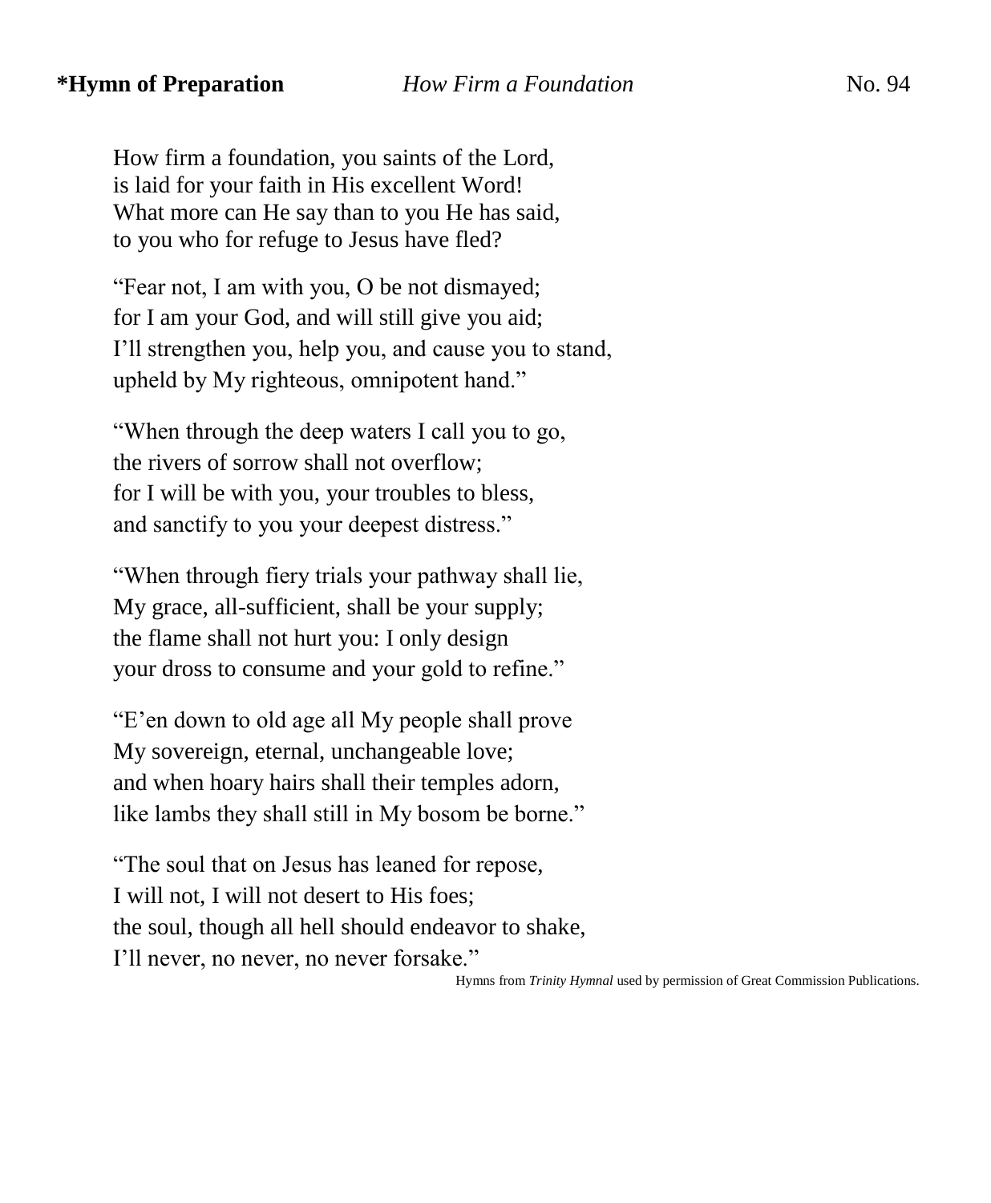**\*Hymn of Preparation** *How Firm a Foundation* No. 94

How firm a foundation, you saints of the Lord,
is laid for your faith in His excellent Word!
What more can He say than to you He has said,
to you who for refuge to Jesus have fled?

"Fear not, I am with you, O be not dismayed;
for I am your God, and will still give you aid;
I'll strengthen you, help you, and cause you to stand,
upheld by My righteous, omnipotent hand."

"When through the deep waters I call you to go,
the rivers of sorrow shall not overflow;
for I will be with you, your troubles to bless,
and sanctify to you your deepest distress."

"When through fiery trials your pathway shall lie,
My grace, all-sufficient, shall be your supply;
the flame shall not hurt you: I only design
your dross to consume and your gold to refine."

"E'en down to old age all My people shall prove
My sovereign, eternal, unchangeable love;
and when hoary hairs shall their temples adorn,
like lambs they shall still in My bosom be borne."

"The soul that on Jesus has leaned for repose,
I will not, I will not desert to His foes;
the soul, though all hell should endeavor to shake,
I'll never, no never, no never forsake."

Hymns from *Trinity Hymnal* used by permission of Great Commission Publications.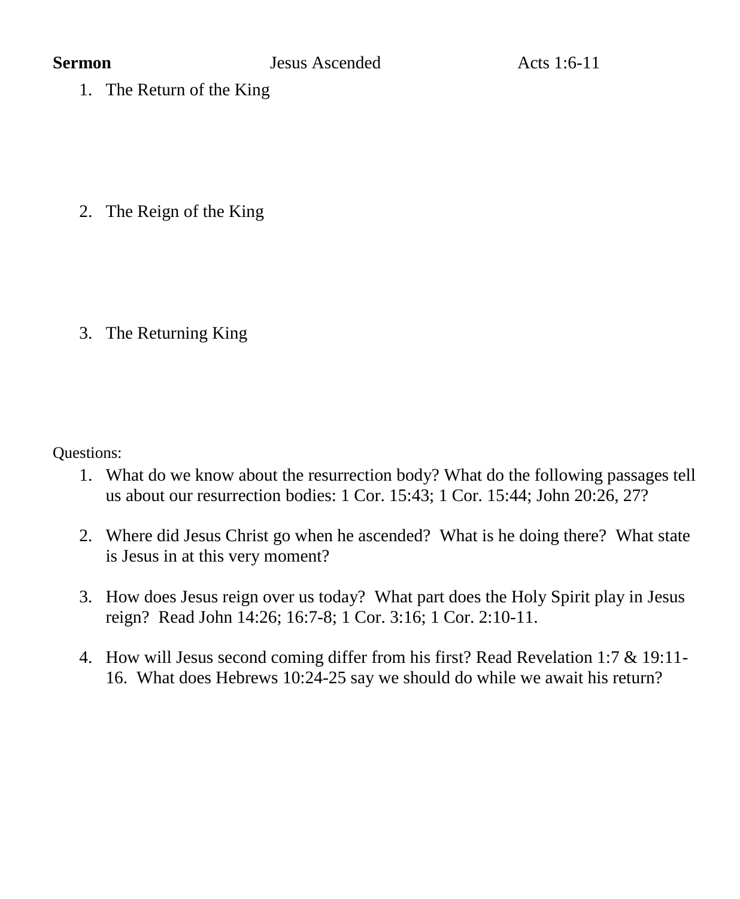**Sermon** Jesus Ascended Acts 1:6-11

1. The Return of the King

2. The Reign of the King

3. The Returning King

Questions:

1. What do we know about the resurrection body? What do the following passages tell us about our resurrection bodies: 1 Cor. 15:43; 1 Cor. 15:44; John 20:26, 27?

2. Where did Jesus Christ go when he ascended? What is he doing there? What state is Jesus in at this very moment?

3. How does Jesus reign over us today? What part does the Holy Spirit play in Jesus reign? Read John 14:26; 16:7-8; 1 Cor. 3:16; 1 Cor. 2:10-11.

4. How will Jesus second coming differ from his first? Read Revelation 1:7 & 19:11-16. What does Hebrews 10:24-25 say we should do while we await his return?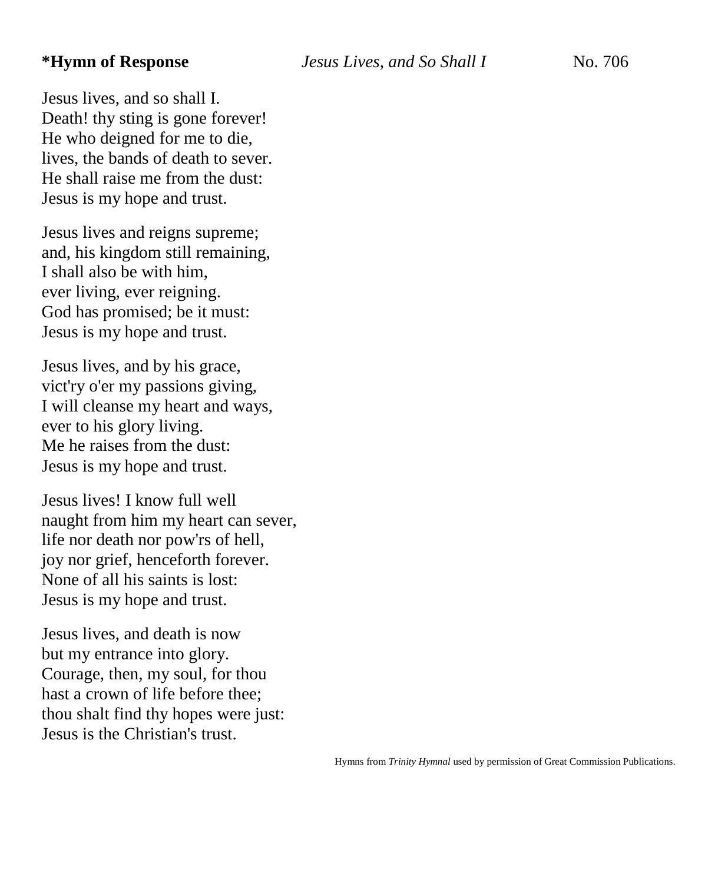**\*Hymn of Response** *Jesus Lives, and So Shall I* No. 706

Jesus lives, and so shall I.
Death! thy sting is gone forever!
He who deigned for me to die,
lives, the bands of death to sever.
He shall raise me from the dust:
Jesus is my hope and trust.

Jesus lives and reigns supreme;
and, his kingdom still remaining,
I shall also be with him,
ever living, ever reigning.
God has promised; be it must:
Jesus is my hope and trust.

Jesus lives, and by his grace,
vict'ry o'er my passions giving,
I will cleanse my heart and ways,
ever to his glory living.
Me he raises from the dust:
Jesus is my hope and trust.

Jesus lives! I know full well
naught from him my heart can sever,
life nor death nor pow'rs of hell,
joy nor grief, henceforth forever.
None of all his saints is lost:
Jesus is my hope and trust.

Jesus lives, and death is now
but my entrance into glory.
Courage, then, my soul, for thou
hast a crown of life before thee;
thou shalt find thy hopes were just:
Jesus is the Christian's trust.

Hymns from *Trinity Hymnal* used by permission of Great Commission Publications.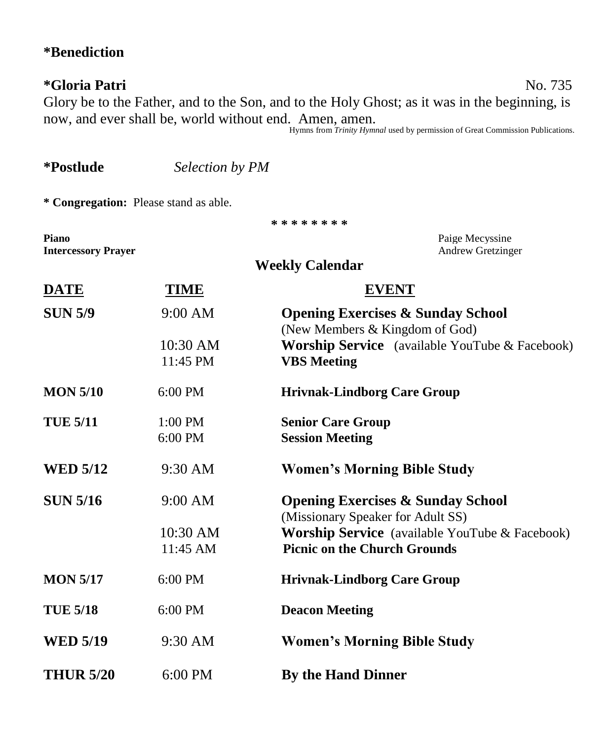**\*Benediction**

**\*Gloria Patri** No. 735

Glory be to the Father, and to the Son, and to the Holy Ghost; as it was in the beginning, is now, and ever shall be, world without end. Amen, amen.

Hymns from *Trinity Hymnal* used by permission of Great Commission Publications.

**\*Postlude** *Selection by PM*

**\* Congregation:** Please stand as able.

\* \* \* \* \* \* \* \*

**Piano** Paige Mecyssine
**Intercessory Prayer** Andrew Gretzinger

## Weekly Calendar

| DATE | TIME | EVENT |
|---|---|---|
| **SUN 5/9** | 9:00 AM | **Opening Exercises & Sunday School** (New Members & Kingdom of God) |
| | 10:30 AM | **Worship Service** (available YouTube & Facebook) |
| | 11:45 PM | **VBS Meeting** |
| **MON 5/10** | 6:00 PM | **Hrivnak-Lindborg Care Group** |
| **TUE 5/11** | 1:00 PM | **Senior Care Group** |
| | 6:00 PM | **Session Meeting** |
| **WED 5/12** | 9:30 AM | **Women's Morning Bible Study** |
| **SUN 5/16** | 9:00 AM | **Opening Exercises & Sunday School** (Missionary Speaker for Adult SS) |
| | 10:30 AM | **Worship Service** (available YouTube & Facebook) |
| | 11:45 AM | **Picnic on the Church Grounds** |
| **MON 5/17** | 6:00 PM | **Hrivnak-Lindborg Care Group** |
| **TUE 5/18** | 6:00 PM | **Deacon Meeting** |
| **WED 5/19** | 9:30 AM | **Women's Morning Bible Study** |
| **THUR 5/20** | 6:00 PM | **By the Hand Dinner** |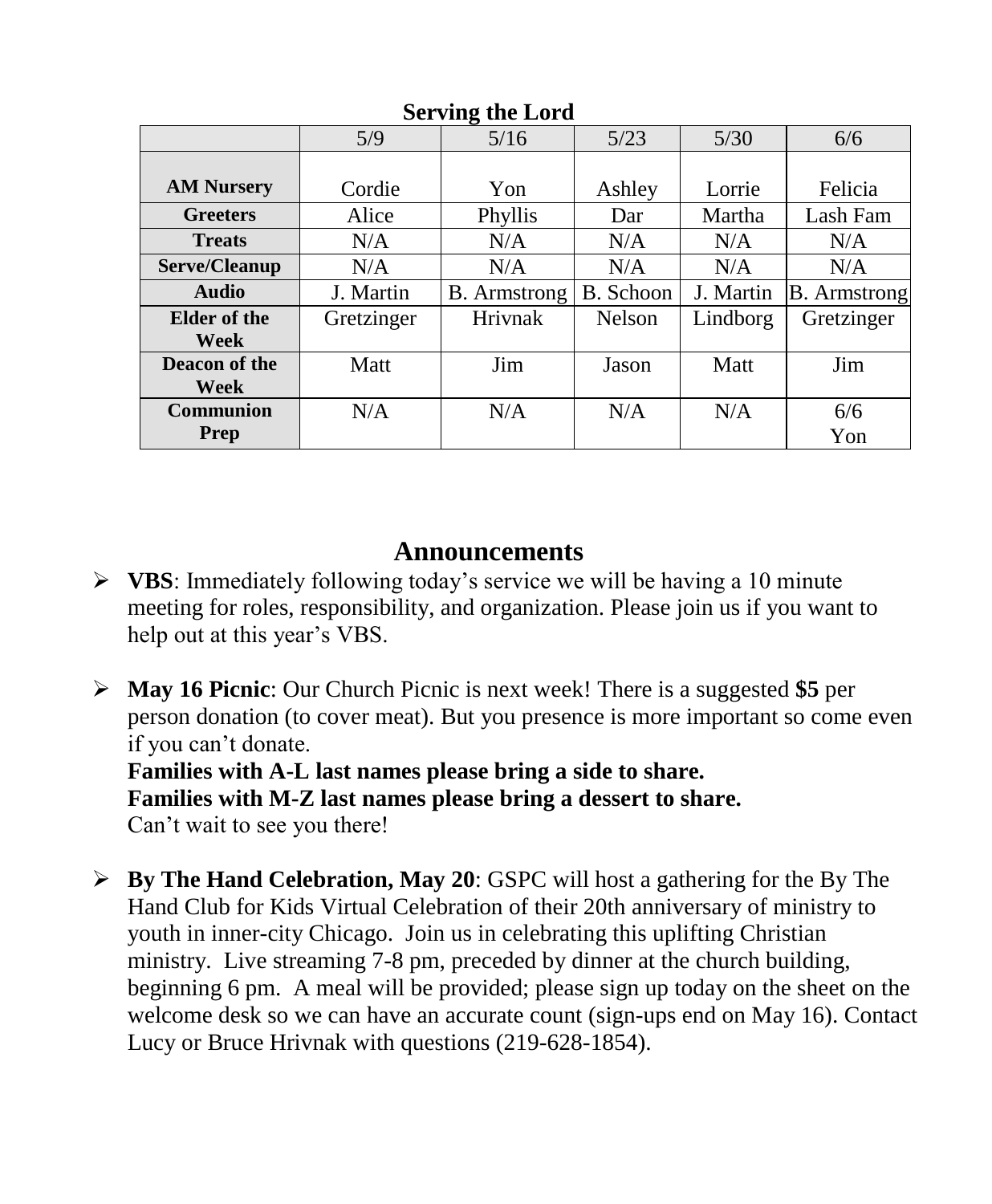## Serving the Lord

| | 5/9 | 5/16 | 5/23 | 5/30 | 6/6 |
|---|---|---|---|---|---|
| **AM Nursery** | Cordie | Yon | Ashley | Lorrie | Felicia |
| **Greeters** | Alice | Phyllis | Dar | Martha | Lash Fam |
| **Treats** | N/A | N/A | N/A | N/A | N/A |
| **Serve/Cleanup** | N/A | N/A | N/A | N/A | N/A |
| **Audio** | J. Martin | B. Armstrong | B. Schoon | J. Martin | B. Armstrong |
| **Elder of the Week** | Gretzinger | Hrivnak | Nelson | Lindborg | Gretzinger |
| **Deacon of the Week** | Matt | Jim | Jason | Matt | Jim |
| **Communion Prep** | N/A | N/A | N/A | N/A | 6/6 Yon |

## Announcements

- **VBS**: Immediately following today's service we will be having a 10 minute meeting for roles, responsibility, and organization. Please join us if you want to help out at this year's VBS.

- **May 16 Picnic**: Our Church Picnic is next week! There is a suggested **$5** per person donation (to cover meat). But you presence is more important so come even if you can't donate.
  **Families with A-L last names please bring a side to share.**
  **Families with M-Z last names please bring a dessert to share.**
  Can't wait to see you there!

- **By The Hand Celebration, May 20**: GSPC will host a gathering for the By The Hand Club for Kids Virtual Celebration of their 20th anniversary of ministry to youth in inner-city Chicago. Join us in celebrating this uplifting Christian ministry. Live streaming 7-8 pm, preceded by dinner at the church building, beginning 6 pm. A meal will be provided; please sign up today on the sheet on the welcome desk so we can have an accurate count (sign-ups end on May 16). Contact Lucy or Bruce Hrivnak with questions (219-628-1854).